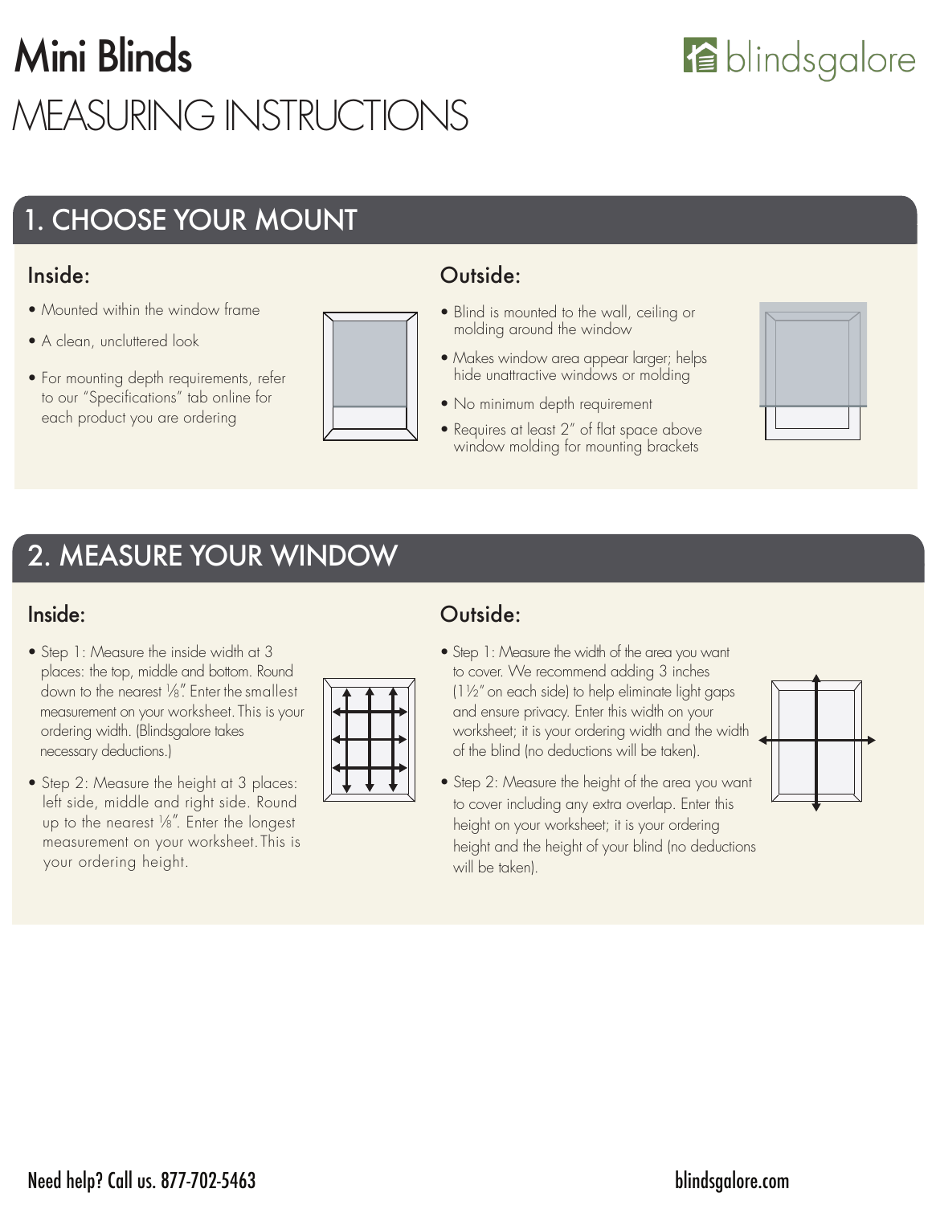# Mini Blinds

blindsgalore

# MEASURING INSTRUCTIONS

## 1. CHOOSE YOUR MOUNT

### Inside:

- Mounted within the window frame
- A clean, uncluttered look
- For mounting depth requirements, refer to our "Specifications" tab online for each product you are ordering

### Outside:

- Blind is mounted to the wall, ceiling or molding around the window
- Makes window area appear larger; helps hide unattractive windows or molding
- No minimum depth requirement
- Requires at least 2" of flat space above window molding for mounting brackets

## 2. MEASURE YOUR WINDOW

### Inside:

- Step 1: Measure the inside width at 3 places: the top, middle and bottom. Round down to the nearest ⅛". Enter the smallest measurement on your worksheet. This is your ordering width. (Blindsgalore takes necessary deductions.)
- Step 2: Measure the height at 3 places: left side, middle and right side. Round up to the nearest ⅛". Enter the longest measurement on your worksheet. This is your ordering height.

### Outside:

- Step 1: Measure the width of the area you want to cover. We recommend adding 3 inches (1½" on each side) to help eliminate light gaps and ensure privacy. Enter this width on your worksheet; it is your ordering width and the width of the blind (no deductions will be taken).
- Step 2: Measure the height of the area you want to cover including any extra overlap. Enter this height on your worksheet; it is your ordering height and the height of your blind (no deductions will be taken).

Need help? Call us. 877-702-5463

blindsgalore.com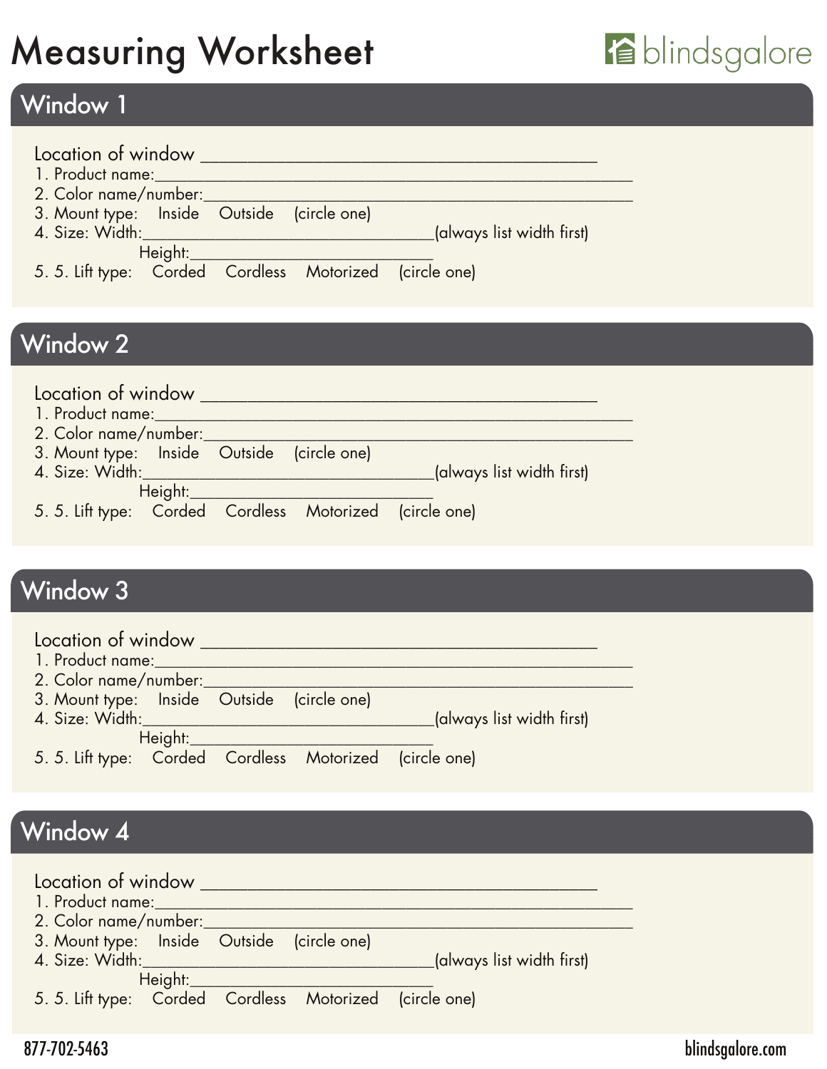# Measuring Worksheet

blindsgalore

## Window 1

Location of window ________________________________________

1. Product name:________________________________________________
2. Color name/number:____________________________________________
3. Mount type: Inside Outside (circle one)
4. Size: Width:______________________________(always list width first)
   Height:_________________________
5. 5. Lift type: Corded Cordless Motorized (circle one)

## Window 2

Location of window ________________________________________

1. Product name:________________________________________________
2. Color name/number:____________________________________________
3. Mount type: Inside Outside (circle one)
4. Size: Width:______________________________(always list width first)
   Height:_________________________
5. 5. Lift type: Corded Cordless Motorized (circle one)

## Window 3

Location of window ________________________________________

1. Product name:________________________________________________
2. Color name/number:____________________________________________
3. Mount type: Inside Outside (circle one)
4. Size: Width:______________________________(always list width first)
   Height:_________________________
5. 5. Lift type: Corded Cordless Motorized (circle one)

## Window 4

Location of window ________________________________________

1. Product name:________________________________________________
2. Color name/number:____________________________________________
3. Mount type: Inside Outside (circle one)
4. Size: Width:______________________________(always list width first)
   Height:_________________________
5. 5. Lift type: Corded Cordless Motorized (circle one)

877-702-5463 blindsgalore.com